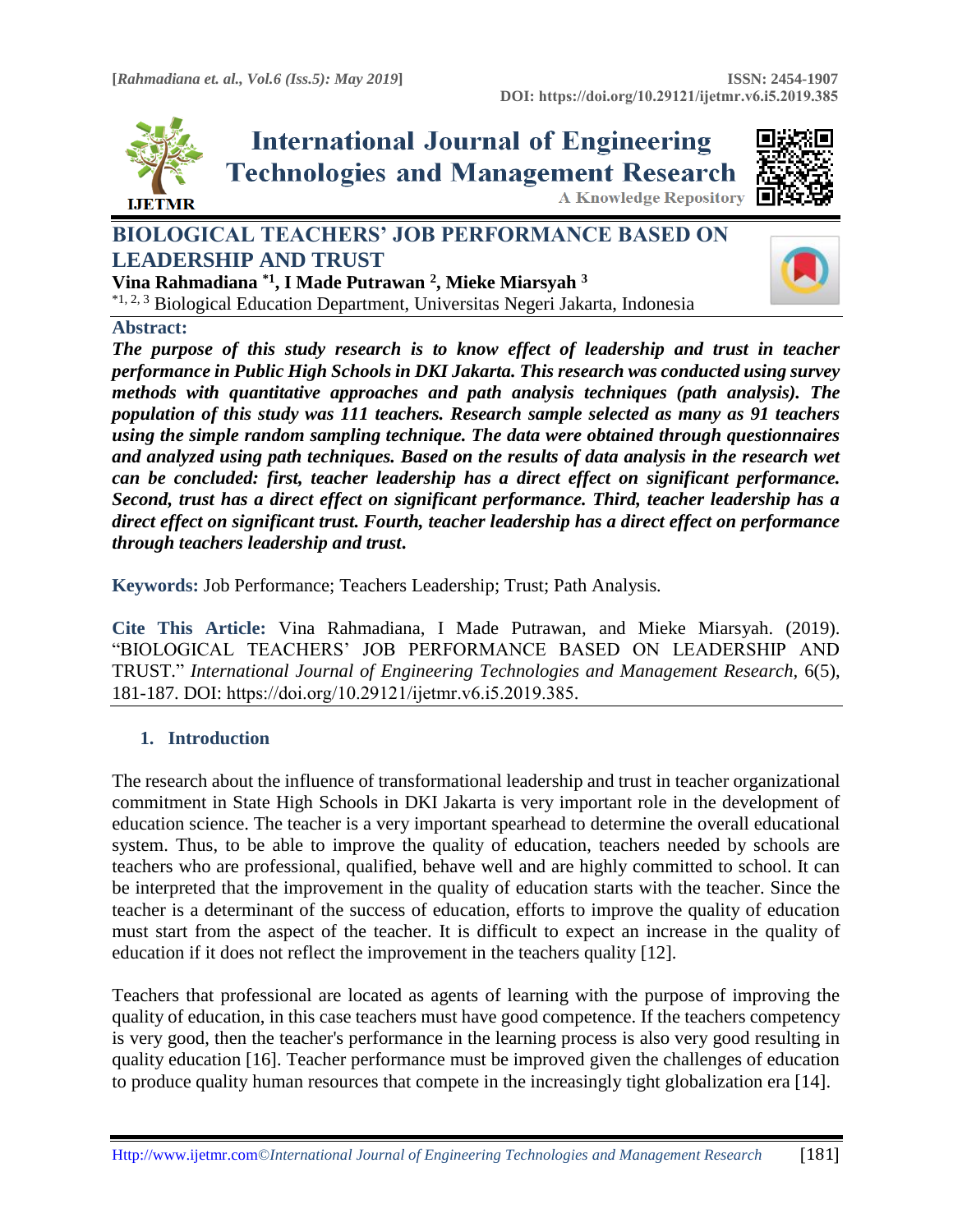# BIOLOGICAL TEACHERS' JOB PERFORMANCE BASED ON LEADERSHIP AND TRUST

**Vina Rahmadiana [*1], I Made Putrawan [2], Mieke Miarsyah [3]**

[*1, 2, 3] Biological Education Department, Universitas Negeri Jakarta, Indonesia

## Abstract:

***The purpose of this study research is to know effect of leadership and trust in teacher performance in Public High Schools in DKI Jakarta. This research was conducted using survey methods with quantitative approaches and path analysis techniques (path analysis). The population of this study was 111 teachers. Research sample selected as many as 91 teachers using the simple random sampling technique. The data were obtained through questionnaires and analyzed using path techniques. Based on the results of data analysis in the research wet can be concluded: first, teacher leadership has a direct effect on significant performance. Second, trust has a direct effect on significant performance. Third, teacher leadership has a direct effect on significant trust. Fourth, teacher leadership has a direct effect on performance through teachers leadership and trust.***

**Keywords:** Job Performance; Teachers Leadership; Trust; Path Analysis.

**Cite This Article:** Vina Rahmadiana, I Made Putrawan, and Mieke Miarsyah. (2019). "BIOLOGICAL TEACHERS' JOB PERFORMANCE BASED ON LEADERSHIP AND TRUST." *International Journal of Engineering Technologies and Management Research*, 6(5), 181-187. DOI: https://doi.org/10.29121/ijetmr.v6.i5.2019.385.

## 1. Introduction

The research about the influence of transformational leadership and trust in teacher organizational commitment in State High Schools in DKI Jakarta is very important role in the development of education science. The teacher is a very important spearhead to determine the overall educational system. Thus, to be able to improve the quality of education, teachers needed by schools are teachers who are professional, qualified, behave well and are highly committed to school. It can be interpreted that the improvement in the quality of education starts with the teacher. Since the teacher is a determinant of the success of education, efforts to improve the quality of education must start from the aspect of the teacher. It is difficult to expect an increase in the quality of education if it does not reflect the improvement in the teachers quality [12].

Teachers that professional are located as agents of learning with the purpose of improving the quality of education, in this case teachers must have good competence. If the teachers competency is very good, then the teacher's performance in the learning process is also very good resulting in quality education [16]. Teacher performance must be improved given the challenges of education to produce quality human resources that compete in the increasingly tight globalization era [14].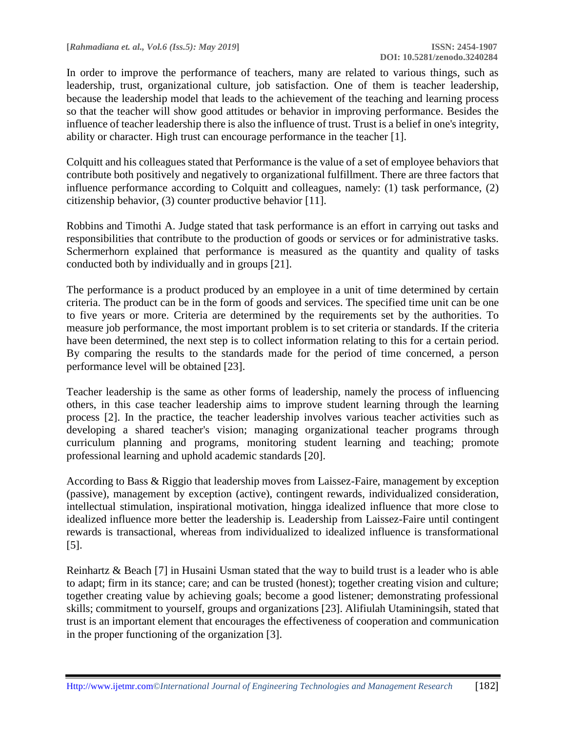In order to improve the performance of teachers, many are related to various things, such as leadership, trust, organizational culture, job satisfaction. One of them is teacher leadership, because the leadership model that leads to the achievement of the teaching and learning process so that the teacher will show good attitudes or behavior in improving performance. Besides the influence of teacher leadership there is also the influence of trust. Trust is a belief in one's integrity, ability or character. High trust can encourage performance in the teacher [1].

Colquitt and his colleagues stated that Performance is the value of a set of employee behaviors that contribute both positively and negatively to organizational fulfillment. There are three factors that influence performance according to Colquitt and colleagues, namely: (1) task performance, (2) citizenship behavior, (3) counter productive behavior [11].

Robbins and Timothi A. Judge stated that task performance is an effort in carrying out tasks and responsibilities that contribute to the production of goods or services or for administrative tasks. Schermerhorn explained that performance is measured as the quantity and quality of tasks conducted both by individually and in groups [21].

The performance is a product produced by an employee in a unit of time determined by certain criteria. The product can be in the form of goods and services. The specified time unit can be one to five years or more. Criteria are determined by the requirements set by the authorities. To measure job performance, the most important problem is to set criteria or standards. If the criteria have been determined, the next step is to collect information relating to this for a certain period. By comparing the results to the standards made for the period of time concerned, a person performance level will be obtained [23].

Teacher leadership is the same as other forms of leadership, namely the process of influencing others, in this case teacher leadership aims to improve student learning through the learning process [2]. In the practice, the teacher leadership involves various teacher activities such as developing a shared teacher's vision; managing organizational teacher programs through curriculum planning and programs, monitoring student learning and teaching; promote professional learning and uphold academic standards [20].

According to Bass & Riggio that leadership moves from Laissez-Faire, management by exception (passive), management by exception (active), contingent rewards, individualized consideration, intellectual stimulation, inspirational motivation, hingga idealized influence that more close to idealized influence more better the leadership is. Leadership from Laissez-Faire until contingent rewards is transactional, whereas from individualized to idealized influence is transformational [5].

Reinhartz & Beach [7] in Husaini Usman stated that the way to build trust is a leader who is able to adapt; firm in its stance; care; and can be trusted (honest); together creating vision and culture; together creating value by achieving goals; become a good listener; demonstrating professional skills; commitment to yourself, groups and organizations [23]. Alifiulah Utaminingsih, stated that trust is an important element that encourages the effectiveness of cooperation and communication in the proper functioning of the organization [3].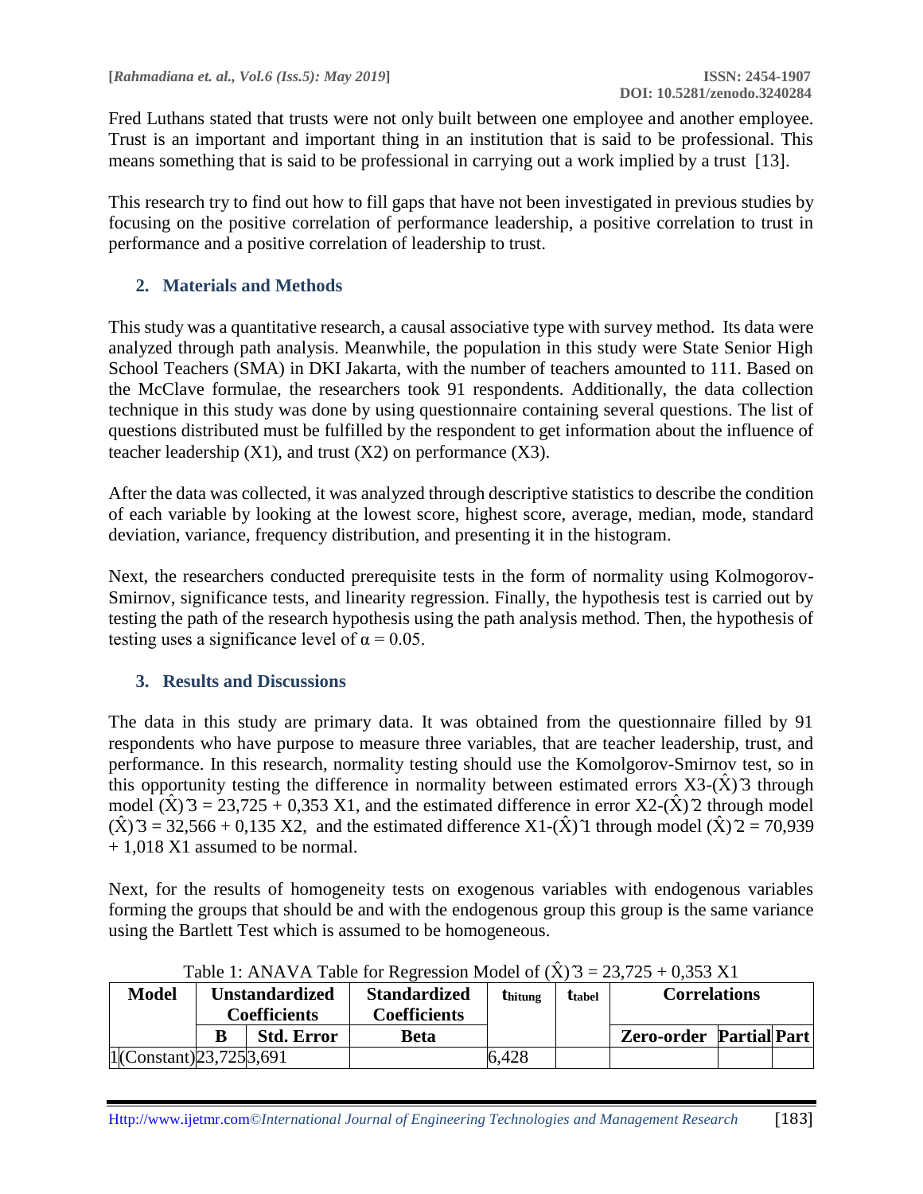Fred Luthans stated that trusts were not only built between one employee and another employee. Trust is an important and important thing in an institution that is said to be professional. This means something that is said to be professional in carrying out a work implied by a trust [13].

This research try to find out how to fill gaps that have not been investigated in previous studies by focusing on the positive correlation of performance leadership, a positive correlation to trust in performance and a positive correlation of leadership to trust.

## 2. Materials and Methods

This study was a quantitative research, a causal associative type with survey method. Its data were analyzed through path analysis. Meanwhile, the population in this study were State Senior High School Teachers (SMA) in DKI Jakarta, with the number of teachers amounted to 111. Based on the McClave formulae, the researchers took 91 respondents. Additionally, the data collection technique in this study was done by using questionnaire containing several questions. The list of questions distributed must be fulfilled by the respondent to get information about the influence of teacher leadership (X1), and trust (X2) on performance (X3).

After the data was collected, it was analyzed through descriptive statistics to describe the condition of each variable by looking at the lowest score, highest score, average, median, mode, standard deviation, variance, frequency distribution, and presenting it in the histogram.

Next, the researchers conducted prerequisite tests in the form of normality using Kolmogorov-Smirnov, significance tests, and linearity regression. Finally, the hypothesis test is carried out by testing the path of the research hypothesis using the path analysis method. Then, the hypothesis of testing uses a significance level of $\alpha = 0.05$.

## 3. Results and Discussions

The data in this study are primary data. It was obtained from the questionnaire filled by 91 respondents who have purpose to measure three variables, that are teacher leadership, trust, and performance. In this research, normality testing should use the Komolgorov-Smirnov test, so in this opportunity testing the difference in normality between estimated errors X3-$(\hat{X})3$ through model $(\hat{X})3 = 23,725 + 0,353$ X1, and the estimated difference in error X2-$(\hat{X})2$ through model $(\hat{X})3 = 32,566 + 0,135$ X2, and the estimated difference X1-$(\hat{X})1$ through model $(\hat{X})2 = 70,939 + 1,018$ X1 assumed to be normal.

Next, for the results of homogeneity tests on exogenous variables with endogenous variables forming the groups that should be and with the endogenous group this group is the same variance using the Bartlett Test which is assumed to be homogeneous.

Table 1: ANAVA Table for Regression Model of $(\hat{X})3 = 23,725 + 0,353$ X1

| Model | Unstandardized Coefficients | | Standardized Coefficients | $t_{hitung}$ | $t_{tabel}$ | Correlations | | |
|---|---|---|---|---|---|---|---|---|
| | B | Std. Error | Beta | | | Zero-order | Partial | Part |
| 1 (Constant) | 23,725 | 3,691 | | 6,428 | | | | |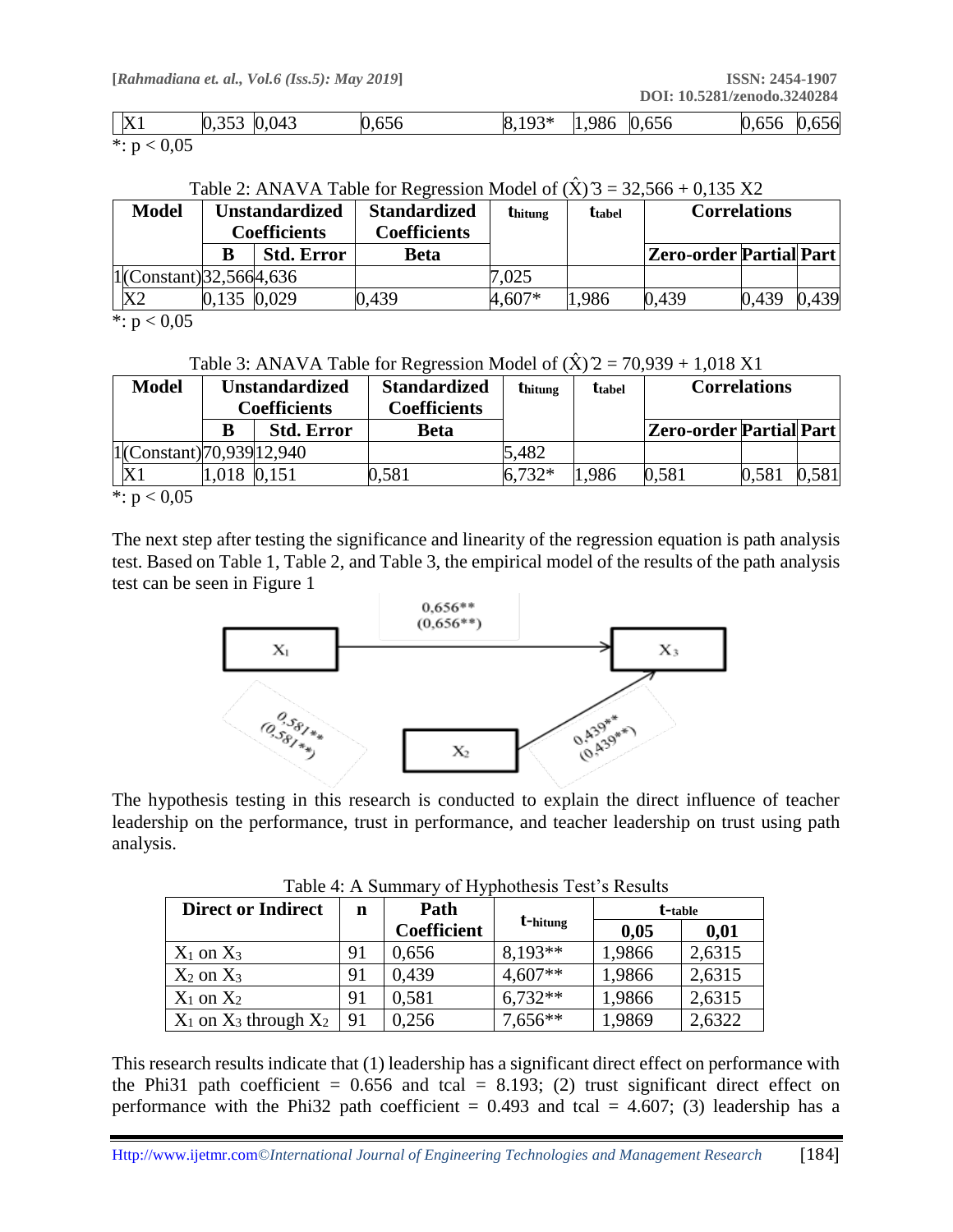| X1 | 0,353 | 0,043 | 0,656 | 8,193* | 1,986 | 0,656 | 0,656 | 0,656 |
|---|---|---|---|---|---|---|---|---|

*: $p < 0,05$

Table 2: ANAVA Table for Regression Model of $(\hat{X})3 = 32,566 + 0,135$ X2

| Model | Unstandardized Coefficients | | Standardized Coefficients | $t_{hitung}$ | $t_{tabel}$ | Correlations | | |
|---|---|---|---|---|---|---|---|---|
| | B | Std. Error | Beta | | | Zero-order | Partial | Part |
| 1 (Constant) | 32,566 | 4,636 | | 7,025 | | | | |
| X2 | 0,135 | 0,029 | 0,439 | 4,607* | 1,986 | 0,439 | 0,439 | 0,439 |

*: $p < 0,05$

Table 3: ANAVA Table for Regression Model of $(\hat{X})2 = 70,939 + 1,018$ X1

| Model | Unstandardized Coefficients | | Standardized Coefficients | $t_{hitung}$ | $t_{tabel}$ | Correlations | | |
|---|---|---|---|---|---|---|---|---|
| | B | Std. Error | Beta | | | Zero-order | Partial | Part |
| 1 (Constant) | 70,939 | 12,940 | | 5,482 | | | | |
| X1 | 1,018 | 0,151 | 0,581 | 6,732* | 1,986 | 0,581 | 0,581 | 0,581 |

*: $p < 0,05$

The next step after testing the significance and linearity of the regression equation is path analysis test. Based on Table 1, Table 2, and Table 3, the empirical model of the results of the path analysis test can be seen in Figure 1

The hypothesis testing in this research is conducted to explain the direct influence of teacher leadership on the performance, trust in performance, and teacher leadership on trust using path analysis.

Table 4: A Summary of Hyphothesis Test's Results

| Direct or Indirect | n | Path Coefficient | $t_{hitung}$ | $t_{table}$ | |
|---|---|---|---|---|---|
| | | | | 0,05 | 0,01 |
| $X_1$ on $X_3$ | 91 | 0,656 | 8,193** | 1,9866 | 2,6315 |
| $X_2$ on $X_3$ | 91 | 0,439 | 4,607** | 1,9866 | 2,6315 |
| $X_1$ on $X_2$ | 91 | 0,581 | 6,732** | 1,9866 | 2,6315 |
| $X_1$ on $X_3$ through $X_2$ | 91 | 0,256 | 7,656** | 1,9869 | 2,6322 |

This research results indicate that (1) leadership has a significant direct effect on performance with the Phi31 path coefficient = 0.656 and tcal = 8.193; (2) trust significant direct effect on performance with the Phi32 path coefficient = 0.493 and tcal = 4.607; (3) leadership has a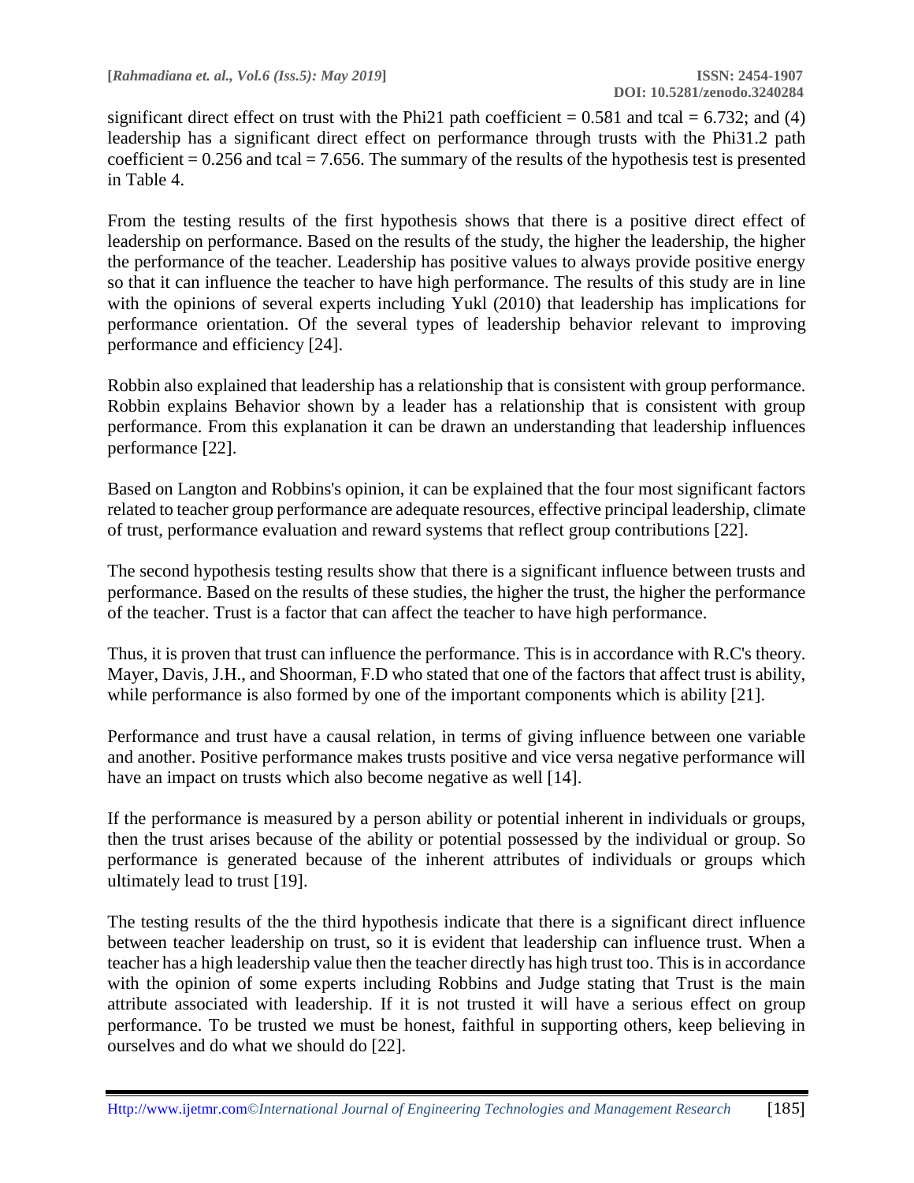significant direct effect on trust with the Phi21 path coefficient = 0.581 and tcal = 6.732; and (4) leadership has a significant direct effect on performance through trusts with the Phi31.2 path coefficient = 0.256 and tcal = 7.656. The summary of the results of the hypothesis test is presented in Table 4.

From the testing results of the first hypothesis shows that there is a positive direct effect of leadership on performance. Based on the results of the study, the higher the leadership, the higher the performance of the teacher. Leadership has positive values to always provide positive energy so that it can influence the teacher to have high performance. The results of this study are in line with the opinions of several experts including Yukl (2010) that leadership has implications for performance orientation. Of the several types of leadership behavior relevant to improving performance and efficiency [24].

Robbin also explained that leadership has a relationship that is consistent with group performance. Robbin explains Behavior shown by a leader has a relationship that is consistent with group performance. From this explanation it can be drawn an understanding that leadership influences performance [22].

Based on Langton and Robbins's opinion, it can be explained that the four most significant factors related to teacher group performance are adequate resources, effective principal leadership, climate of trust, performance evaluation and reward systems that reflect group contributions [22].

The second hypothesis testing results show that there is a significant influence between trusts and performance. Based on the results of these studies, the higher the trust, the higher the performance of the teacher. Trust is a factor that can affect the teacher to have high performance.

Thus, it is proven that trust can influence the performance. This is in accordance with R.C's theory. Mayer, Davis, J.H., and Shoorman, F.D who stated that one of the factors that affect trust is ability, while performance is also formed by one of the important components which is ability [21].

Performance and trust have a causal relation, in terms of giving influence between one variable and another. Positive performance makes trusts positive and vice versa negative performance will have an impact on trusts which also become negative as well [14].

If the performance is measured by a person ability or potential inherent in individuals or groups, then the trust arises because of the ability or potential possessed by the individual or group. So performance is generated because of the inherent attributes of individuals or groups which ultimately lead to trust [19].

The testing results of the the third hypothesis indicate that there is a significant direct influence between teacher leadership on trust, so it is evident that leadership can influence trust. When a teacher has a high leadership value then the teacher directly has high trust too. This is in accordance with the opinion of some experts including Robbins and Judge stating that Trust is the main attribute associated with leadership. If it is not trusted it will have a serious effect on group performance. To be trusted we must be honest, faithful in supporting others, keep believing in ourselves and do what we should do [22].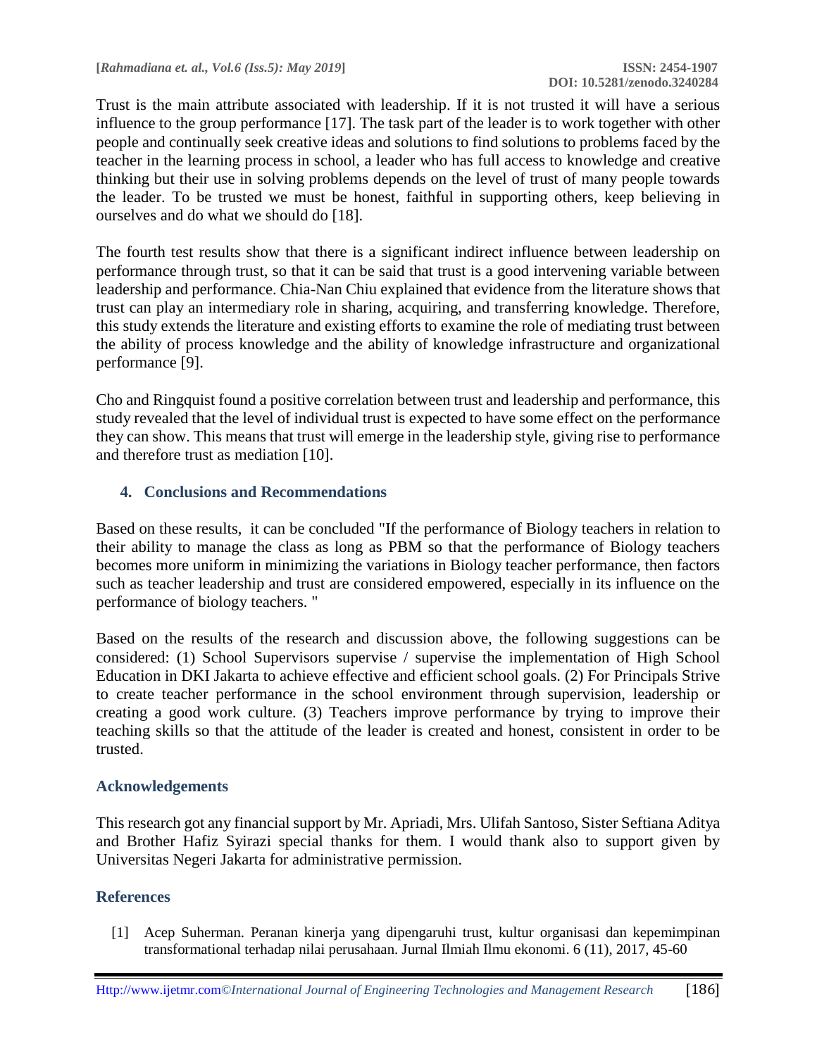Trust is the main attribute associated with leadership. If it is not trusted it will have a serious influence to the group performance [17]. The task part of the leader is to work together with other people and continually seek creative ideas and solutions to find solutions to problems faced by the teacher in the learning process in school, a leader who has full access to knowledge and creative thinking but their use in solving problems depends on the level of trust of many people towards the leader. To be trusted we must be honest, faithful in supporting others, keep believing in ourselves and do what we should do [18].

The fourth test results show that there is a significant indirect influence between leadership on performance through trust, so that it can be said that trust is a good intervening variable between leadership and performance. Chia-Nan Chiu explained that evidence from the literature shows that trust can play an intermediary role in sharing, acquiring, and transferring knowledge. Therefore, this study extends the literature and existing efforts to examine the role of mediating trust between the ability of process knowledge and the ability of knowledge infrastructure and organizational performance [9].

Cho and Ringquist found a positive correlation between trust and leadership and performance, this study revealed that the level of individual trust is expected to have some effect on the performance they can show. This means that trust will emerge in the leadership style, giving rise to performance and therefore trust as mediation [10].

## 4. Conclusions and Recommendations

Based on these results, it can be concluded "If the performance of Biology teachers in relation to their ability to manage the class as long as PBM so that the performance of Biology teachers becomes more uniform in minimizing the variations in Biology teacher performance, then factors such as teacher leadership and trust are considered empowered, especially in its influence on the performance of biology teachers. "

Based on the results of the research and discussion above, the following suggestions can be considered: (1) School Supervisors supervise / supervise the implementation of High School Education in DKI Jakarta to achieve effective and efficient school goals. (2) For Principals Strive to create teacher performance in the school environment through supervision, leadership or creating a good work culture. (3) Teachers improve performance by trying to improve their teaching skills so that the attitude of the leader is created and honest, consistent in order to be trusted.

## Acknowledgements

This research got any financial support by Mr. Apriadi, Mrs. Ulifah Santoso, Sister Seftiana Aditya and Brother Hafiz Syirazi special thanks for them. I would thank also to support given by Universitas Negeri Jakarta for administrative permission.

## References

[1] Acep Suherman. Peranan kinerja yang dipengaruhi trust, kultur organisasi dan kepemimpinan transformational terhadap nilai perusahaan. Jurnal Ilmiah Ilmu ekonomi. 6 (11), 2017, 45-60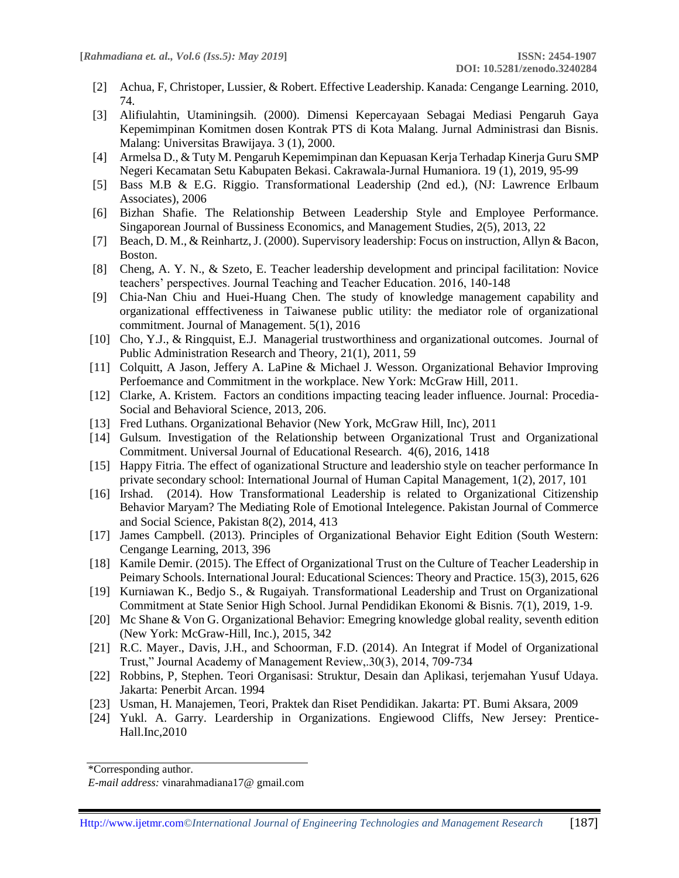[2] Achua, F, Christoper, Lussier, & Robert. Effective Leadership. Kanada: Cengange Learning. 2010, 74.

[3] Alifiulahtin, Utaminingsih. (2000). Dimensi Kepercayaan Sebagai Mediasi Pengaruh Gaya Kepemimpinan Komitmen dosen Kontrak PTS di Kota Malang. Jurnal Administrasi dan Bisnis. Malang: Universitas Brawijaya. 3 (1), 2000.

[4] Armelsa D., & Tuty M. Pengaruh Kepemimpinan dan Kepuasan Kerja Terhadap Kinerja Guru SMP Negeri Kecamatan Setu Kabupaten Bekasi. Cakrawala-Jurnal Humaniora. 19 (1), 2019, 95-99

[5] Bass M.B & E.G. Riggio. Transformational Leadership (2nd ed.), (NJ: Lawrence Erlbaum Associates), 2006

[6] Bizhan Shafie. The Relationship Between Leadership Style and Employee Performance. Singaporean Journal of Bussiness Economics, and Management Studies, 2(5), 2013, 22

[7] Beach, D. M., & Reinhartz, J. (2000). Supervisory leadership: Focus on instruction, Allyn & Bacon, Boston.

[8] Cheng, A. Y. N., & Szeto, E. Teacher leadership development and principal facilitation: Novice teachers' perspectives. Journal Teaching and Teacher Education. 2016, 140-148

[9] Chia-Nan Chiu and Huei-Huang Chen. The study of knowledge management capability and organizational efffectiveness in Taiwanese public utility: the mediator role of organizational commitment. Journal of Management. 5(1), 2016

[10] Cho, Y.J., & Ringquist, E.J. Managerial trustworthiness and organizational outcomes. Journal of Public Administration Research and Theory, 21(1), 2011, 59

[11] Colquitt, A Jason, Jeffery A. LaPine & Michael J. Wesson. Organizational Behavior Improving Perfoemance and Commitment in the workplace. New York: McGraw Hill, 2011.

[12] Clarke, A. Kristem. Factors an conditions impacting teacing leader influence. Journal: Procedia-Social and Behavioral Science, 2013, 206.

[13] Fred Luthans. Organizational Behavior (New York, McGraw Hill, Inc), 2011

[14] Gulsum. Investigation of the Relationship between Organizational Trust and Organizational Commitment. Universal Journal of Educational Research. 4(6), 2016, 1418

[15] Happy Fitria. The effect of oganizational Structure and leadershio style on teacher performance In private secondary school: International Journal of Human Capital Management, 1(2), 2017, 101

[16] Irshad. (2014). How Transformational Leadership is related to Organizational Citizenship Behavior Maryam? The Mediating Role of Emotional Intelegence. Pakistan Journal of Commerce and Social Science, Pakistan 8(2), 2014, 413

[17] James Campbell. (2013). Principles of Organizational Behavior Eight Edition (South Western: Cengange Learning, 2013, 396

[18] Kamile Demir. (2015). The Effect of Organizational Trust on the Culture of Teacher Leadership in Peimary Schools. International Joural: Educational Sciences: Theory and Practice. 15(3), 2015, 626

[19] Kurniawan K., Bedjo S., & Rugaiyah. Transformational Leadership and Trust on Organizational Commitment at State Senior High School. Jurnal Pendidikan Ekonomi & Bisnis. 7(1), 2019, 1-9.

[20] Mc Shane & Von G. Organizational Behavior: Emegring knowledge global reality, seventh edition (New York: McGraw-Hill, Inc.), 2015, 342

[21] R.C. Mayer., Davis, J.H., and Schoorman, F.D. (2014). An Integrat if Model of Organizational Trust," Journal Academy of Management Review,.30(3), 2014, 709-734

[22] Robbins, P, Stephen. Teori Organisasi: Struktur, Desain dan Aplikasi, terjemahan Yusuf Udaya. Jakarta: Penerbit Arcan. 1994

[23] Usman, H. Manajemen, Teori, Praktek dan Riset Pendidikan. Jakarta: PT. Bumi Aksara, 2009

[24] Yukl. A. Garry. Leardership in Organizations. Engiewood Cliffs, New Jersey: Prentice-Hall.Inc,2010

*Corresponding author.

*E-mail address:* vinarahmadiana17@ gmail.com